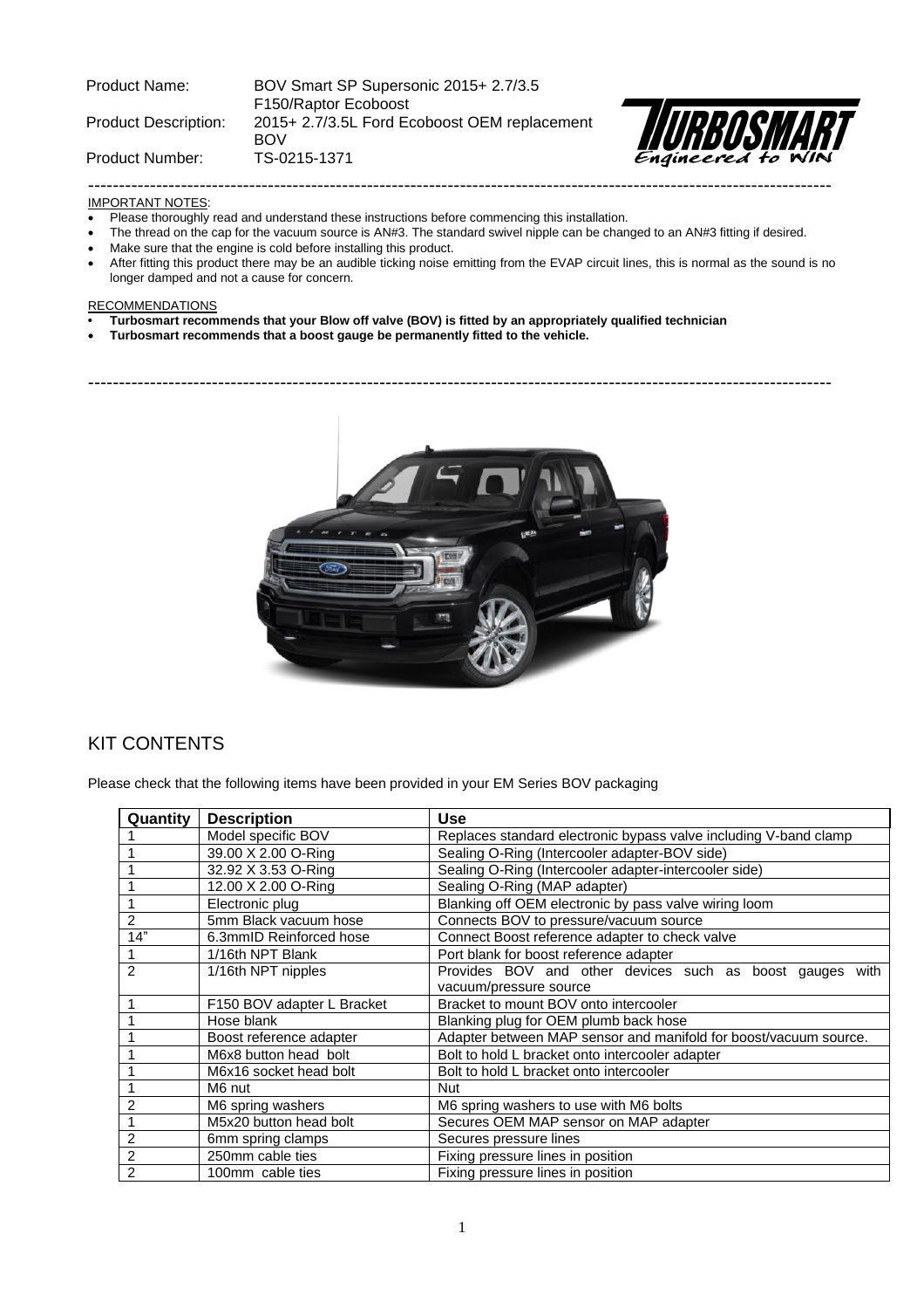| | |
|---|---|
| Product Name: | BOV Smart SP Supersonic 2015+ 2.7/3.5 F150/Raptor Ecoboost |
| Product Description: | 2015+ 2.7/3.5L Ford Ecoboost OEM replacement BOV |
| Product Number: | TS-0215-1371 |

TURBOSMART *Engineered to WIN*

---

IMPORTANT NOTES:

- Please thoroughly read and understand these instructions before commencing this installation.
- The thread on the cap for the vacuum source is AN#3. The standard swivel nipple can be changed to an AN#3 fitting if desired.
- Make sure that the engine is cold before installing this product.
- After fitting this product there may be an audible ticking noise emitting from the EVAP circuit lines, this is normal as the sound is no longer damped and not a cause for concern.

RECOMMENDATIONS

- **Turbosmart recommends that your Blow off valve (BOV) is fitted by an appropriately qualified technician**
- **Turbosmart recommends that a boost gauge be permanently fitted to the vehicle.**

---

## KIT CONTENTS

Please check that the following items have been provided in your EM Series BOV packaging

| Quantity | Description | Use |
|---|---|---|
| 1 | Model specific BOV | Replaces standard electronic bypass valve including V-band clamp |
| 1 | 39.00 X 2.00 O-Ring | Sealing O-Ring (Intercooler adapter-BOV side) |
| 1 | 32.92 X 3.53 O-Ring | Sealing O-Ring (Intercooler adapter-intercooler side) |
| 1 | 12.00 X 2.00 O-Ring | Sealing O-Ring (MAP adapter) |
| 1 | Electronic plug | Blanking off OEM electronic by pass valve wiring loom |
| 2 | 5mm Black vacuum hose | Connects BOV to pressure/vacuum source |
| 14" | 6.3mmID Reinforced hose | Connect Boost reference adapter to check valve |
| 1 | 1/16th NPT Blank | Port blank for boost reference adapter |
| 2 | 1/16th NPT nipples | Provides BOV and other devices such as boost gauges with vacuum/pressure source |
| 1 | F150 BOV adapter L Bracket | Bracket to mount BOV onto intercooler |
| 1 | Hose blank | Blanking plug for OEM plumb back hose |
| 1 | Boost reference adapter | Adapter between MAP sensor and manifold for boost/vacuum source. |
| 1 | M6x8 button head bolt | Bolt to hold L bracket onto intercooler adapter |
| 1 | M6x16 socket head bolt | Bolt to hold L bracket onto intercooler |
| 1 | M6 nut | Nut |
| 2 | M6 spring washers | M6 spring washers to use with M6 bolts |
| 1 | M5x20 button head bolt | Secures OEM MAP sensor on MAP adapter |
| 2 | 6mm spring clamps | Secures pressure lines |
| 2 | 250mm cable ties | Fixing pressure lines in position |
| 2 | 100mm cable ties | Fixing pressure lines in position |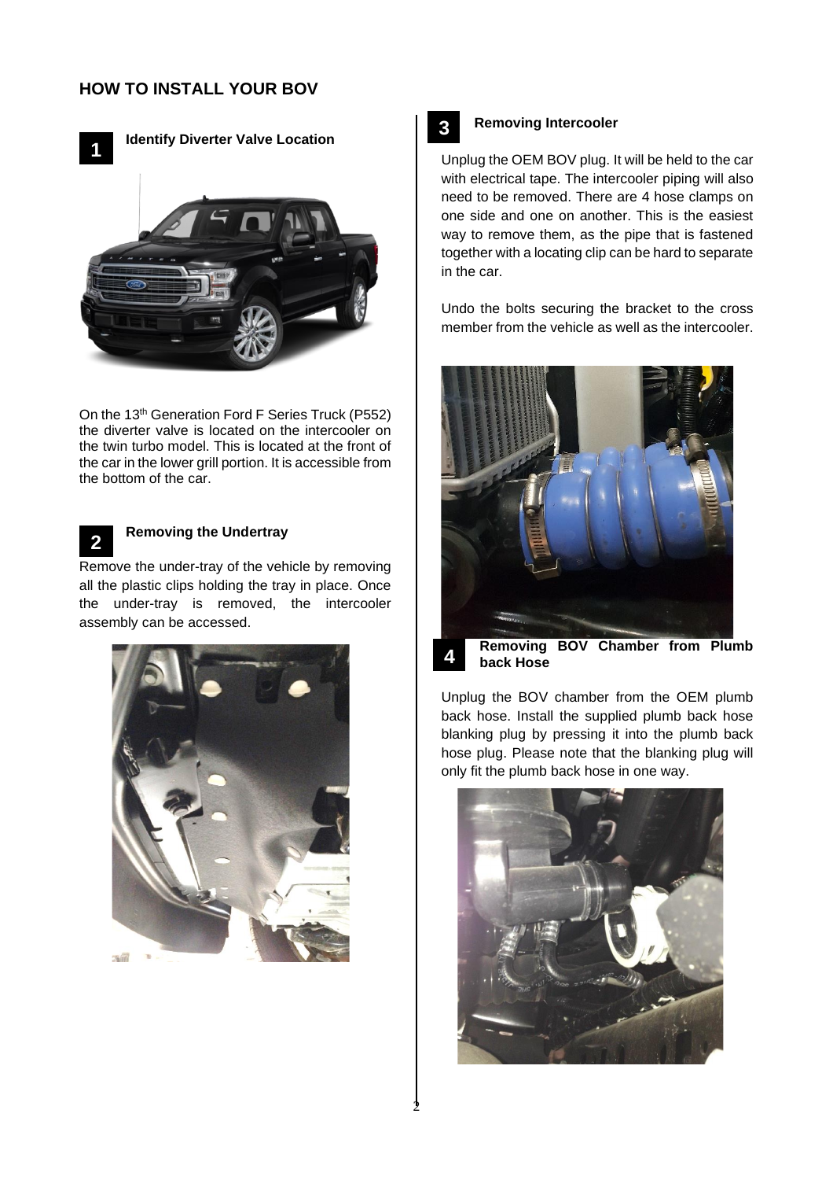## HOW TO INSTALL YOUR BOV

### 1 Identify Diverter Valve Location

On the 13th Generation Ford F Series Truck (P552) the diverter valve is located on the intercooler on the twin turbo model. This is located at the front of the car in the lower grill portion. It is accessible from the bottom of the car.

### 2 Removing the Undertray

Remove the under-tray of the vehicle by removing all the plastic clips holding the tray in place. Once the under-tray is removed, the intercooler assembly can be accessed.

### 3 Removing Intercooler

Unplug the OEM BOV plug. It will be held to the car with electrical tape. The intercooler piping will also need to be removed. There are 4 hose clamps on one side and one on another. This is the easiest way to remove them, as the pipe that is fastened together with a locating clip can be hard to separate in the car.

Undo the bolts securing the bracket to the cross member from the vehicle as well as the intercooler.

### 4 Removing BOV Chamber from Plumb back Hose

Unplug the BOV chamber from the OEM plumb back hose. Install the supplied plumb back hose blanking plug by pressing it into the plumb back hose plug. Please note that the blanking plug will only fit the plumb back hose in one way.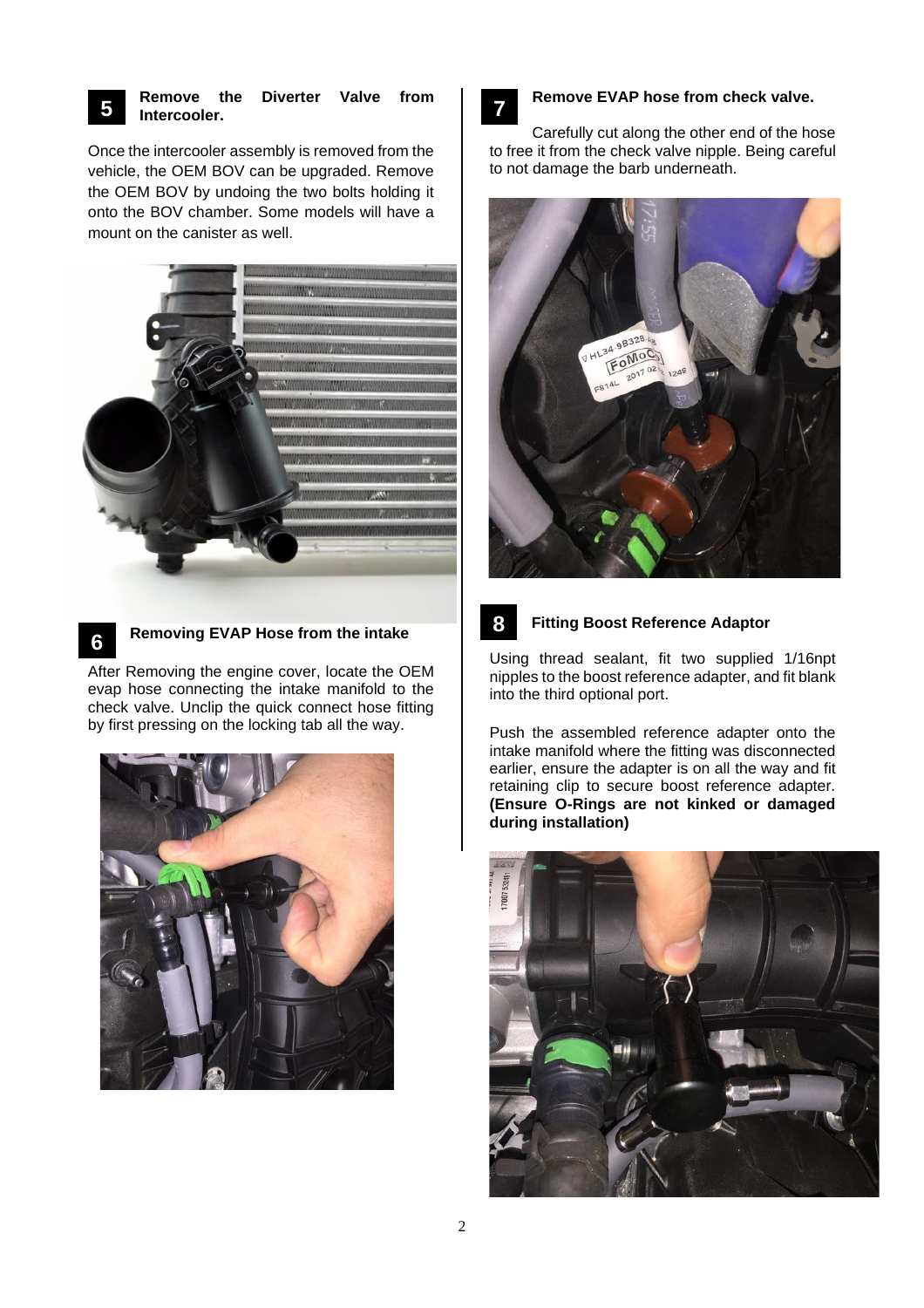## 5 Remove the Diverter Valve from Intercooler.

Once the intercooler assembly is removed from the vehicle, the OEM BOV can be upgraded. Remove the OEM BOV by undoing the two bolts holding it onto the BOV chamber. Some models will have a mount on the canister as well.

## 6 Removing EVAP Hose from the intake

After Removing the engine cover, locate the OEM evap hose connecting the intake manifold to the check valve. Unclip the quick connect hose fitting by first pressing on the locking tab all the way.

## 7 Remove EVAP hose from check valve.

Carefully cut along the other end of the hose to free it from the check valve nipple. Being careful to not damage the barb underneath.

## 8 Fitting Boost Reference Adaptor

Using thread sealant, fit two supplied 1/16npt nipples to the boost reference adapter, and fit blank into the third optional port.

Push the assembled reference adapter onto the intake manifold where the fitting was disconnected earlier, ensure the adapter is on all the way and fit retaining clip to secure boost reference adapter. **(Ensure O-Rings are not kinked or damaged during installation)**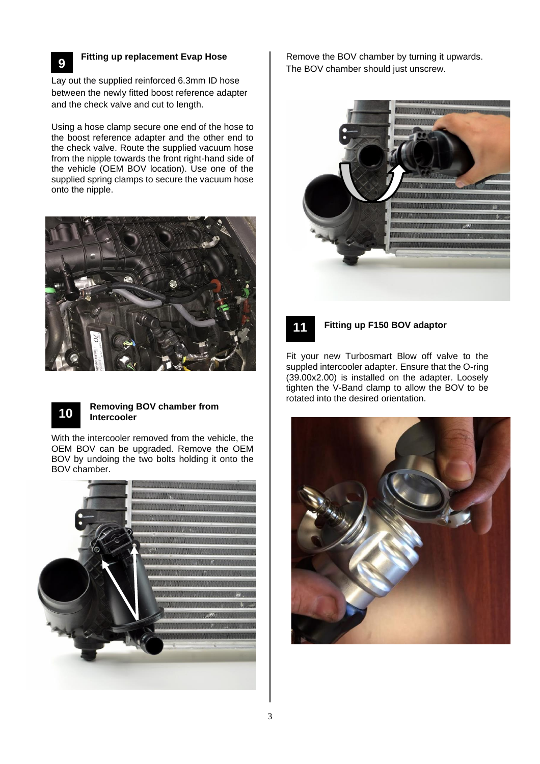## 9 Fitting up replacement Evap Hose

Lay out the supplied reinforced 6.3mm ID hose between the newly fitted boost reference adapter and the check valve and cut to length.

Using a hose clamp secure one end of the hose to the boost reference adapter and the other end to the check valve. Route the supplied vacuum hose from the nipple towards the front right-hand side of the vehicle (OEM BOV location). Use one of the supplied spring clamps to secure the vacuum hose onto the nipple.

## 10 Removing BOV chamber from Intercooler

With the intercooler removed from the vehicle, the OEM BOV can be upgraded. Remove the OEM BOV by undoing the two bolts holding it onto the BOV chamber.

Remove the BOV chamber by turning it upwards. The BOV chamber should just unscrew.

## 11 Fitting up F150 BOV adaptor

Fit your new Turbosmart Blow off valve to the suppled intercooler adapter. Ensure that the O-ring (39.00x2.00) is installed on the adapter. Loosely tighten the V-Band clamp to allow the BOV to be rotated into the desired orientation.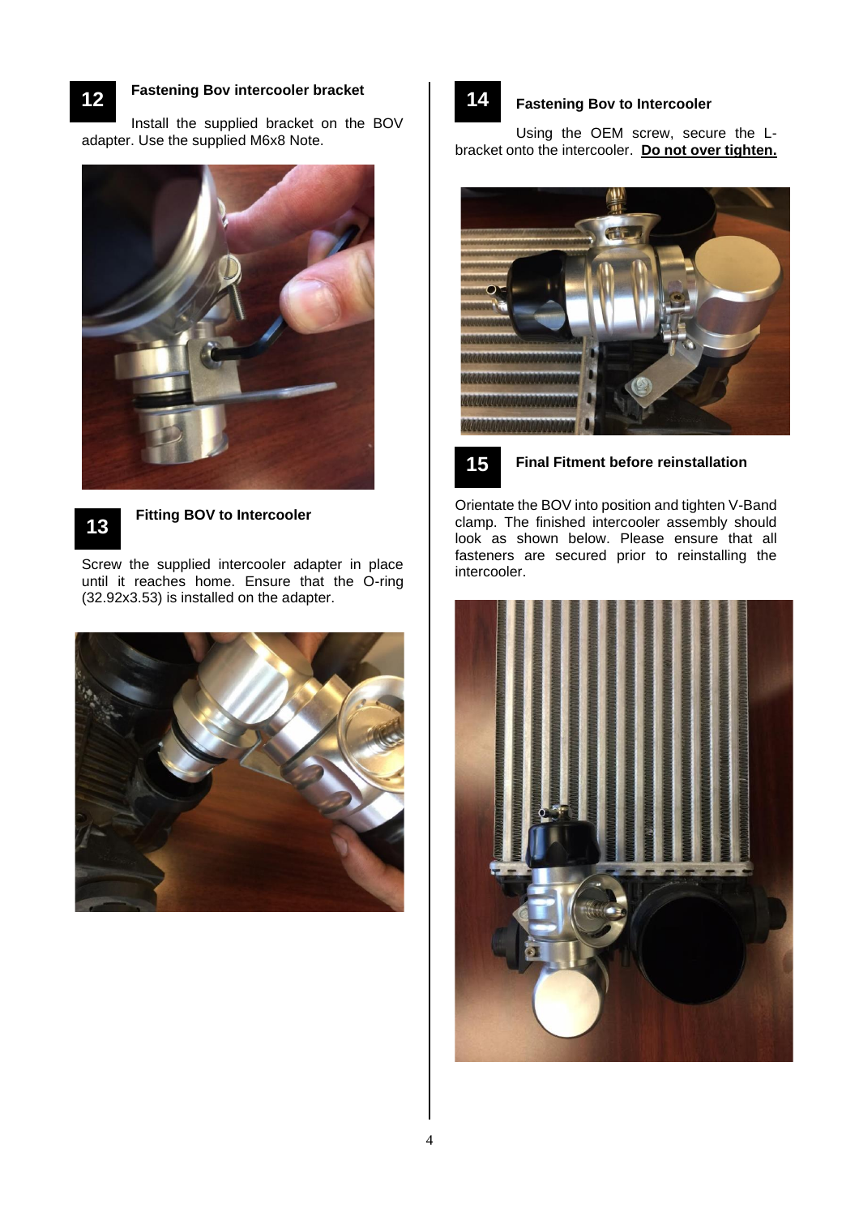## 12 Fastening Bov intercooler bracket

Install the supplied bracket on the BOV adapter. Use the supplied M6x8 Note.

## 13 Fitting BOV to Intercooler

Screw the supplied intercooler adapter in place until it reaches home. Ensure that the O-ring (32.92x3.53) is installed on the adapter.

## 14 Fastening Bov to Intercooler

Using the OEM screw, secure the L-bracket onto the intercooler. **Do not over tighten.**

## 15 Final Fitment before reinstallation

Orientate the BOV into position and tighten V-Band clamp. The finished intercooler assembly should look as shown below. Please ensure that all fasteners are secured prior to reinstalling the intercooler.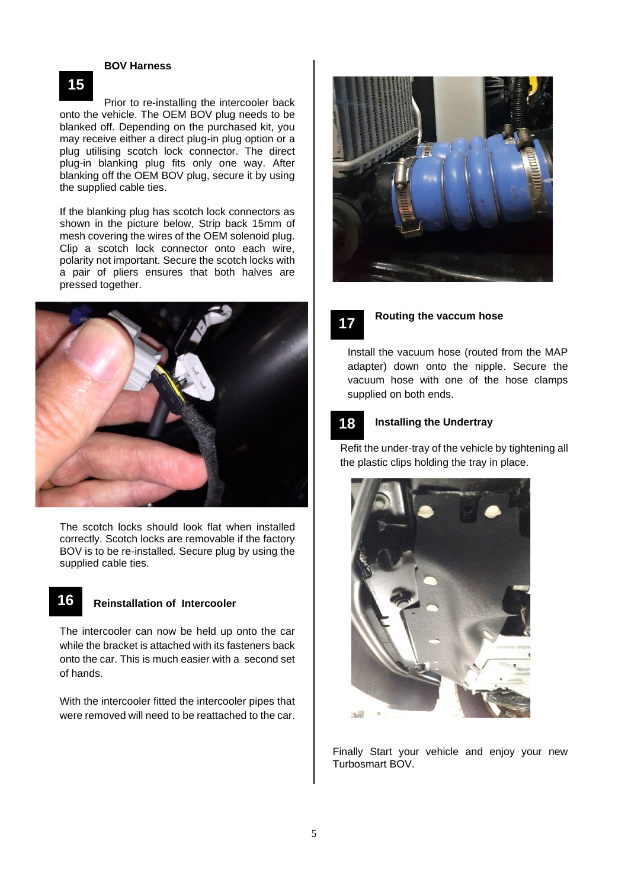## 15 BOV Harness

Prior to re-installing the intercooler back onto the vehicle. The OEM BOV plug needs to be blanked off. Depending on the purchased kit, you may receive either a direct plug-in plug option or a plug utilising scotch lock connector. The direct plug-in blanking plug fits only one way. After blanking off the OEM BOV plug, secure it by using the supplied cable ties.

If the blanking plug has scotch lock connectors as shown in the picture below, Strip back 15mm of mesh covering the wires of the OEM solenoid plug. Clip a scotch lock connector onto each wire, polarity not important. Secure the scotch locks with a pair of pliers ensures that both halves are pressed together.

The scotch locks should look flat when installed correctly. Scotch locks are removable if the factory BOV is to be re-installed. Secure plug by using the supplied cable ties.

## 16 Reinstallation of Intercooler

The intercooler can now be held up onto the car while the bracket is attached with its fasteners back onto the car. This is much easier with a second set of hands.

With the intercooler fitted the intercooler pipes that were removed will need to be reattached to the car.

## 17 Routing the vaccum hose

Install the vacuum hose (routed from the MAP adapter) down onto the nipple. Secure the vacuum hose with one of the hose clamps supplied on both ends.

## 18 Installing the Undertray

Refit the under-tray of the vehicle by tightening all the plastic clips holding the tray in place.

Finally Start your vehicle and enjoy your new Turbosmart BOV.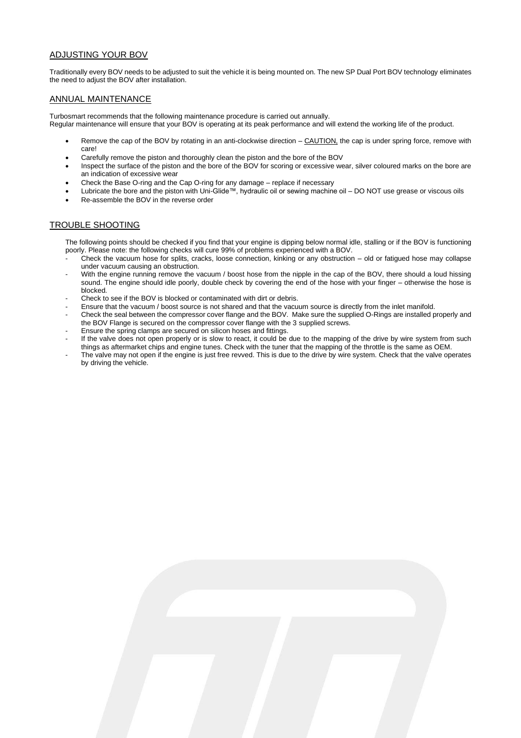## ADJUSTING YOUR BOV

Traditionally every BOV needs to be adjusted to suit the vehicle it is being mounted on. The new SP Dual Port BOV technology eliminates the need to adjust the BOV after installation.

## ANNUAL MAINTENANCE

Turbosmart recommends that the following maintenance procedure is carried out annually.
Regular maintenance will ensure that your BOV is operating at its peak performance and will extend the working life of the product.

- Remove the cap of the BOV by rotating in an anti-clockwise direction – CAUTION, the cap is under spring force, remove with care!
- Carefully remove the piston and thoroughly clean the piston and the bore of the BOV
- Inspect the surface of the piston and the bore of the BOV for scoring or excessive wear, silver coloured marks on the bore are an indication of excessive wear
- Check the Base O-ring and the Cap O-ring for any damage – replace if necessary
- Lubricate the bore and the piston with Uni-Glide™, hydraulic oil or sewing machine oil – DO NOT use grease or viscous oils
- Re-assemble the BOV in the reverse order

## TROUBLE SHOOTING

The following points should be checked if you find that your engine is dipping below normal idle, stalling or if the BOV is functioning poorly. Please note: the following checks will cure 99% of problems experienced with a BOV.

- Check the vacuum hose for splits, cracks, loose connection, kinking or any obstruction – old or fatigued hose may collapse under vacuum causing an obstruction.
- With the engine running remove the vacuum / boost hose from the nipple in the cap of the BOV, there should a loud hissing sound. The engine should idle poorly, double check by covering the end of the hose with your finger – otherwise the hose is blocked.
- Check to see if the BOV is blocked or contaminated with dirt or debris.
- Ensure that the vacuum / boost source is not shared and that the vacuum source is directly from the inlet manifold.
- Check the seal between the compressor cover flange and the BOV. Make sure the supplied O-Rings are installed properly and the BOV Flange is secured on the compressor cover flange with the 3 supplied screws.
- Ensure the spring clamps are secured on silicon hoses and fittings.
- If the valve does not open properly or is slow to react, it could be due to the mapping of the drive by wire system from such things as aftermarket chips and engine tunes. Check with the tuner that the mapping of the throttle is the same as OEM.
- The valve may not open if the engine is just free revved. This is due to the drive by wire system. Check that the valve operates by driving the vehicle.